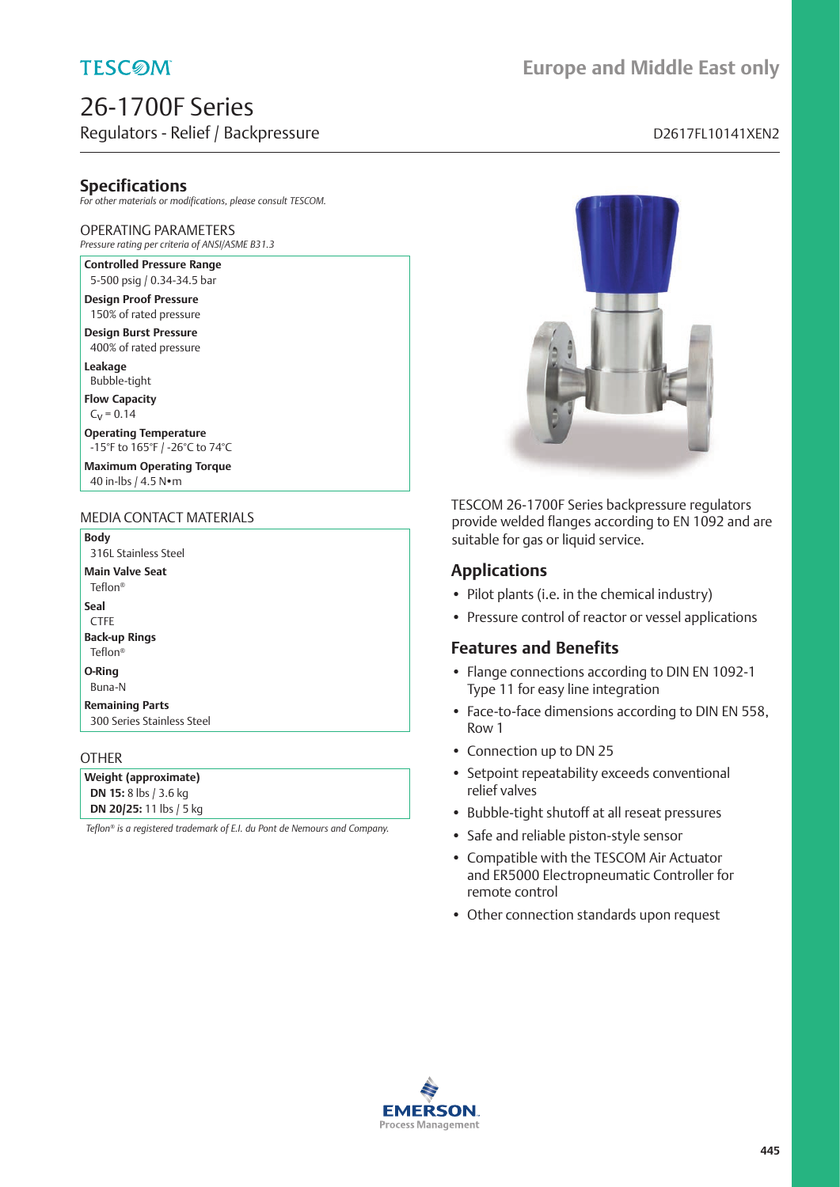TESCOM

# Europe and Middle East only

# 26-1700F Series

Regulators - Relief / Backpressure

D2617FL10141XEN2

## Specifications

*For other materials or modifications, please consult TESCOM.*

### OPERATING PARAMETERS

*Pressure rating per criteria of ANSI/ASME B31.3*

**Controlled Pressure Range**
5-500 psig / 0.34-34.5 bar

**Design Proof Pressure**
150% of rated pressure

**Design Burst Pressure**
400% of rated pressure

**Leakage**
Bubble-tight

**Flow Capacity**
$C_V = 0.14$

**Operating Temperature**
-15°F to 165°F / -26°C to 74°C

**Maximum Operating Torque**
40 in-lbs / 4.5 N•m

### MEDIA CONTACT MATERIALS

**Body**
316L Stainless Steel

**Main Valve Seat**
Teflon®

**Seal**
CTFE

**Back-up Rings**
Teflon®

**O-Ring**
Buna-N

**Remaining Parts**
300 Series Stainless Steel

### OTHER

**Weight (approximate)**
**DN 15:** 8 lbs / 3.6 kg
**DN 20/25:** 11 lbs / 5 kg

*Teflon® is a registered trademark of E.I. du Pont de Nemours and Company.*

TESCOM 26-1700F Series backpressure regulators provide welded flanges according to EN 1092 and are suitable for gas or liquid service.

## Applications

- Pilot plants (i.e. in the chemical industry)
- Pressure control of reactor or vessel applications

## Features and Benefits

- Flange connections according to DIN EN 1092-1 Type 11 for easy line integration
- Face-to-face dimensions according to DIN EN 558, Row 1
- Connection up to DN 25
- Setpoint repeatability exceeds conventional relief valves
- Bubble-tight shutoff at all reseat pressures
- Safe and reliable piston-style sensor
- Compatible with the TESCOM Air Actuator and ER5000 Electropneumatic Controller for remote control
- Other connection standards upon request

EMERSON.
Process Management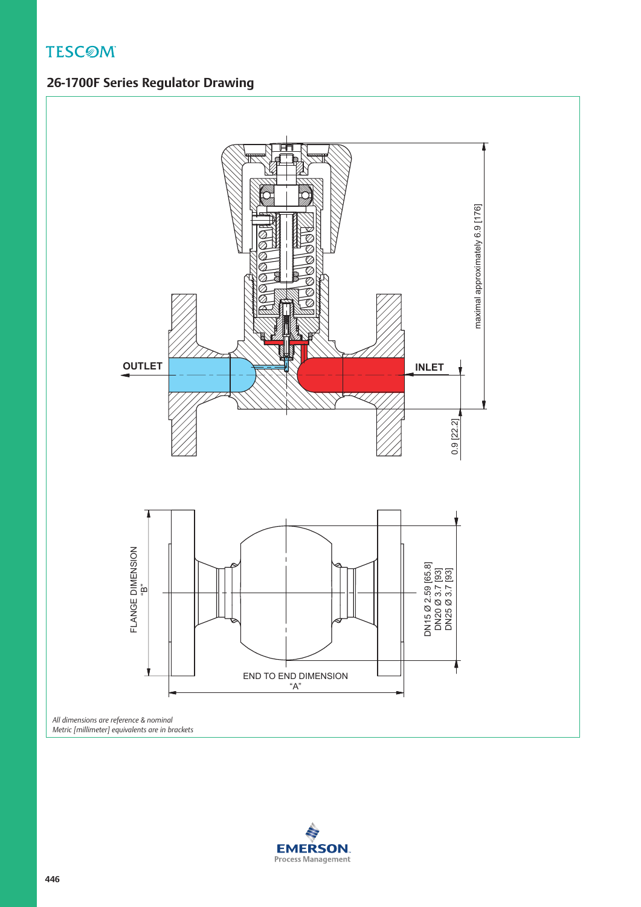## 26-1700F Series Regulator Drawing

OUTLET

INLET

maximal approximately 6.9 [176]

0.9 [22.2]

FLANGE DIMENSION "B"

DN15 Ø 2.59 [65.8]
DN20 Ø 3.7 [93]
DN25 Ø 3.7 [93]

END TO END DIMENSION "A"

*All dimensions are reference & nominal*
*Metric [millimeter] equivalents are in brackets*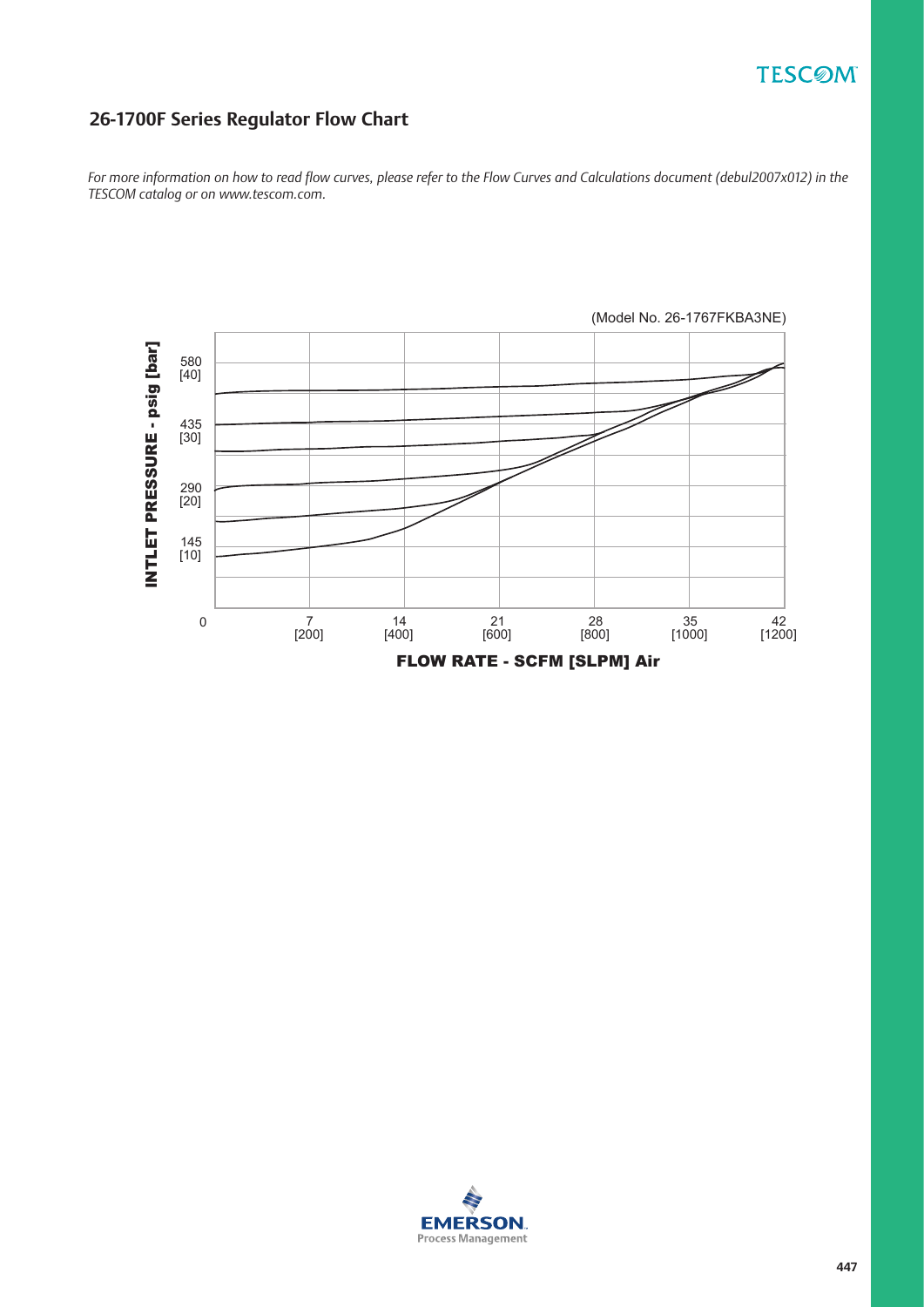## 26-1700F Series Regulator Flow Chart

*For more information on how to read flow curves, please refer to the Flow Curves and Calculations document (debul2007x012) in the TESCOM catalog or on www.tescom.com.*

(Model No. 26-1767FKBA3NE)

INTLET PRESSURE - psig [bar]

580 [40]
435 [30]
290 [20]
145 [10]

0 | 7 [200] | 14 [400] | 21 [600] | 28 [800] | 35 [1000] | 42 [1200]

FLOW RATE - SCFM [SLPM] Air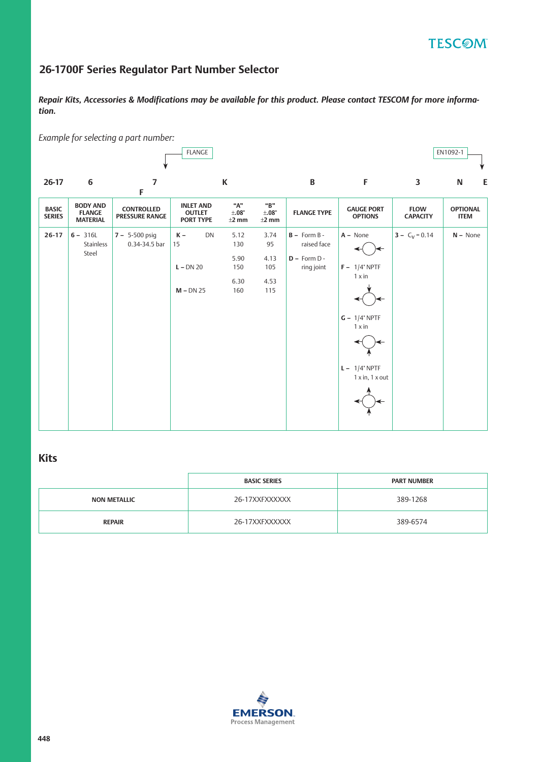## 26-1700F Series Regulator Part Number Selector

***Repair Kits, Accessories & Modifications may be available for this product. Please contact TESCOM for more information.***

*Example for selecting a part number:*

FLANGE | EN1092-1

26-17 6 7 F K B F 3 N E

| BASIC SERIES | BODY AND FLANGE MATERIAL | CONTROLLED PRESSURE RANGE | INLET AND OUTLET PORT TYPE | "A" ±.08" ±2 mm | "B" ±.08" ±2 mm | FLANGE TYPE | GAUGE PORT OPTIONS | FLOW CAPACITY | OPTIONAL ITEM |
|---|---|---|---|---|---|---|---|---|---|
| **26-17** | **6 –** 316L Stainless Steel | **7 –** 5-500 psig 0.34-34.5 bar | **K –** DN 15 | 5.12 130 | 3.74 95 | **B –** Form B - raised face | **A –** None | **3 –** $C_V = 0.14$ | **N –** None |
| | | | **L –** DN 20 | 5.90 150 | 4.13 105 | **D –** Form D - ring joint | **F –** 1/4" NPTF 1 x in | | |
| | | | **M –** DN 25 | 6.30 160 | 4.53 115 | | **G –** 1/4" NPTF 1 x in | | |
| | | | | | | | **L –** 1/4" NPTF 1 x in, 1 x out | | |

## Kits

| | BASIC SERIES | PART NUMBER |
|---|---|---|
| **NON METALLIC** | 26-17XXFXXXXXX | 389-1268 |
| **REPAIR** | 26-17XXFXXXXXX | 389-6574 |